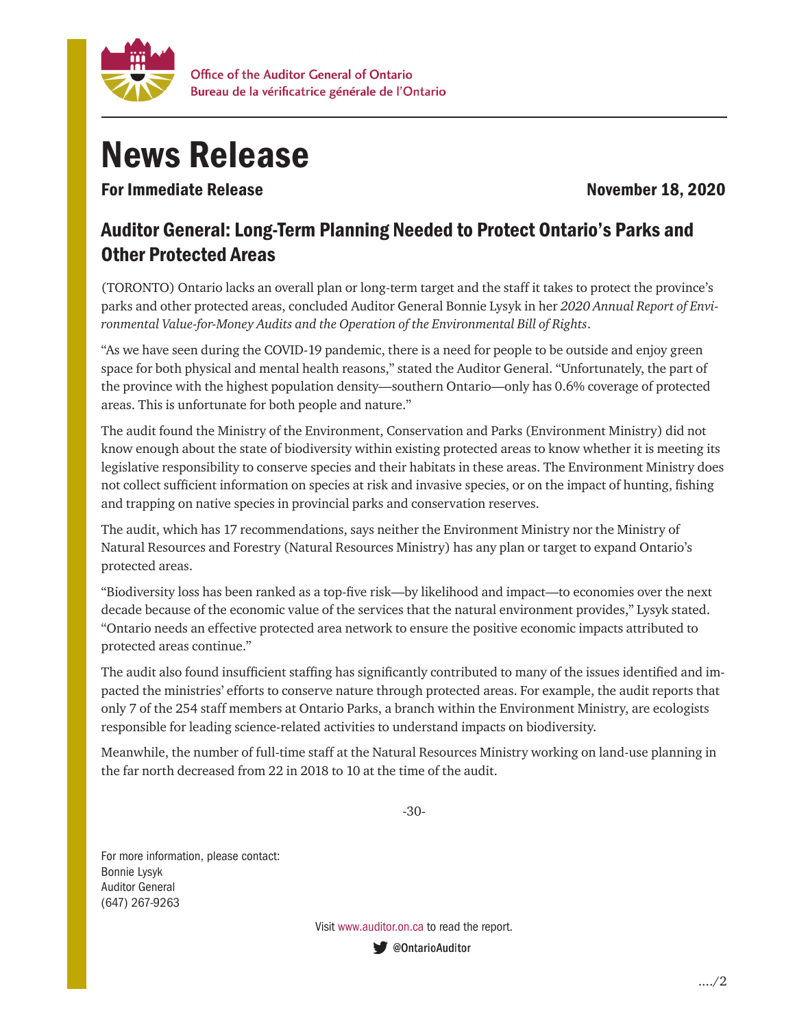Office of the Auditor General of Ontario
Bureau de la vérificatrice générale de l'Ontario

# News Release

**For Immediate Release** **November 18, 2020**

## Auditor General: Long-Term Planning Needed to Protect Ontario's Parks and Other Protected Areas

(TORONTO) Ontario lacks an overall plan or long-term target and the staff it takes to protect the province's parks and other protected areas, concluded Auditor General Bonnie Lysyk in her *2020 Annual Report of Environmental Value-for-Money Audits and the Operation of the Environmental Bill of Rights*.

"As we have seen during the COVID-19 pandemic, there is a need for people to be outside and enjoy green space for both physical and mental health reasons," stated the Auditor General. "Unfortunately, the part of the province with the highest population density—southern Ontario—only has 0.6% coverage of protected areas. This is unfortunate for both people and nature."

The audit found the Ministry of the Environment, Conservation and Parks (Environment Ministry) did not know enough about the state of biodiversity within existing protected areas to know whether it is meeting its legislative responsibility to conserve species and their habitats in these areas. The Environment Ministry does not collect sufficient information on species at risk and invasive species, or on the impact of hunting, fishing and trapping on native species in provincial parks and conservation reserves.

The audit, which has 17 recommendations, says neither the Environment Ministry nor the Ministry of Natural Resources and Forestry (Natural Resources Ministry) has any plan or target to expand Ontario's protected areas.

"Biodiversity loss has been ranked as a top-five risk—by likelihood and impact—to economies over the next decade because of the economic value of the services that the natural environment provides," Lysyk stated. "Ontario needs an effective protected area network to ensure the positive economic impacts attributed to protected areas continue."

The audit also found insufficient staffing has significantly contributed to many of the issues identified and impacted the ministries' efforts to conserve nature through protected areas. For example, the audit reports that only 7 of the 254 staff members at Ontario Parks, a branch within the Environment Ministry, are ecologists responsible for leading science-related activities to understand impacts on biodiversity.

Meanwhile, the number of full-time staff at the Natural Resources Ministry working on land-use planning in the far north decreased from 22 in 2018 to 10 at the time of the audit.

-30-

For more information, please contact:
Bonnie Lysyk
Auditor General
(647) 267-9263

Visit www.auditor.on.ca to read the report.

@OntarioAuditor

…./2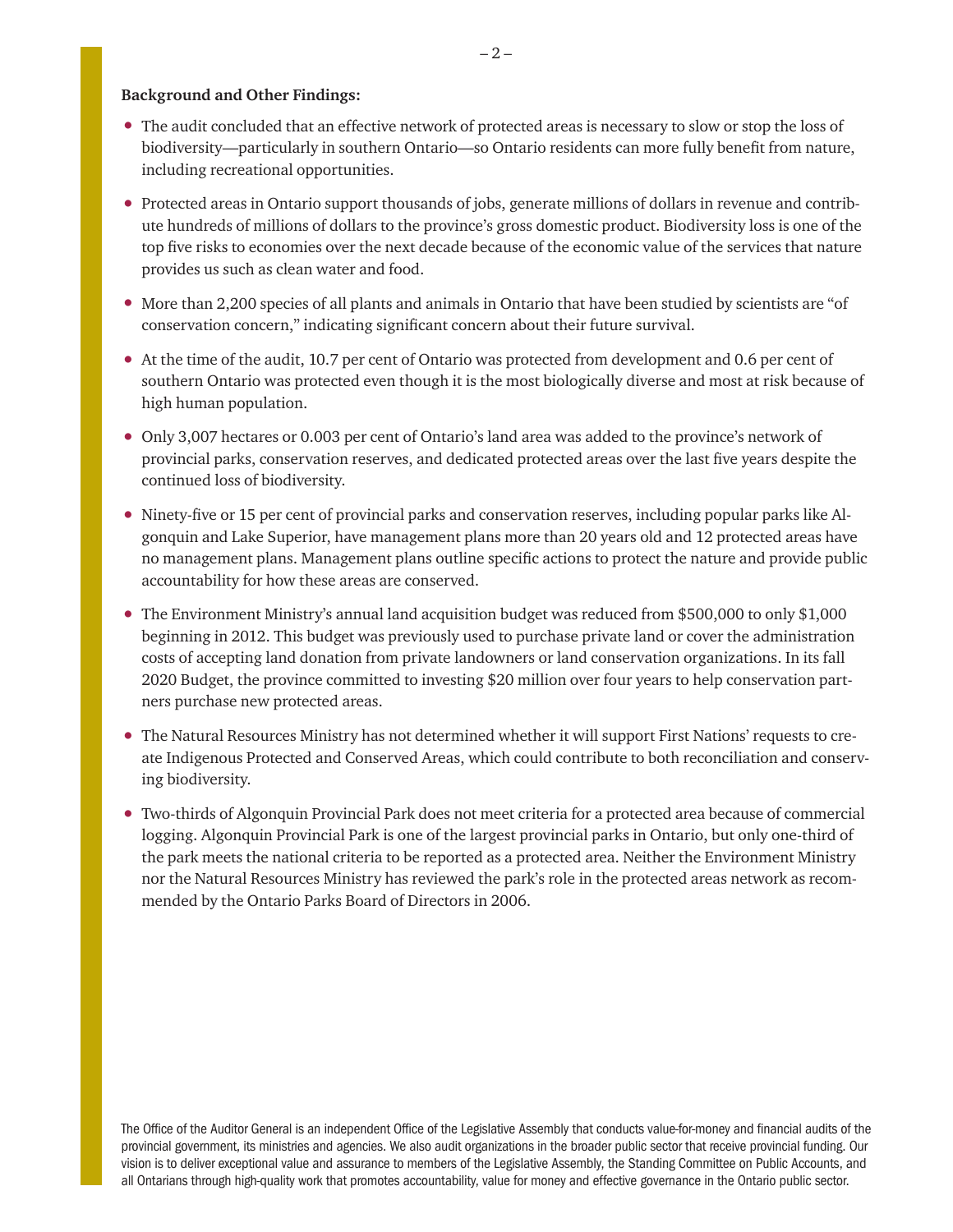**Background and Other Findings:**

- The audit concluded that an effective network of protected areas is necessary to slow or stop the loss of biodiversity—particularly in southern Ontario—so Ontario residents can more fully benefit from nature, including recreational opportunities.
- Protected areas in Ontario support thousands of jobs, generate millions of dollars in revenue and contribute hundreds of millions of dollars to the province's gross domestic product. Biodiversity loss is one of the top five risks to economies over the next decade because of the economic value of the services that nature provides us such as clean water and food.
- More than 2,200 species of all plants and animals in Ontario that have been studied by scientists are "of conservation concern," indicating significant concern about their future survival.
- At the time of the audit, 10.7 per cent of Ontario was protected from development and 0.6 per cent of southern Ontario was protected even though it is the most biologically diverse and most at risk because of high human population.
- Only 3,007 hectares or 0.003 per cent of Ontario's land area was added to the province's network of provincial parks, conservation reserves, and dedicated protected areas over the last five years despite the continued loss of biodiversity.
- Ninety-five or 15 per cent of provincial parks and conservation reserves, including popular parks like Algonquin and Lake Superior, have management plans more than 20 years old and 12 protected areas have no management plans. Management plans outline specific actions to protect the nature and provide public accountability for how these areas are conserved.
- The Environment Ministry's annual land acquisition budget was reduced from $500,000 to only $1,000 beginning in 2012. This budget was previously used to purchase private land or cover the administration costs of accepting land donation from private landowners or land conservation organizations. In its fall 2020 Budget, the province committed to investing $20 million over four years to help conservation partners purchase new protected areas.
- The Natural Resources Ministry has not determined whether it will support First Nations' requests to create Indigenous Protected and Conserved Areas, which could contribute to both reconciliation and conserving biodiversity.
- Two-thirds of Algonquin Provincial Park does not meet criteria for a protected area because of commercial logging. Algonquin Provincial Park is one of the largest provincial parks in Ontario, but only one-third of the park meets the national criteria to be reported as a protected area. Neither the Environment Ministry nor the Natural Resources Ministry has reviewed the park's role in the protected areas network as recommended by the Ontario Parks Board of Directors in 2006.

The Office of the Auditor General is an independent Office of the Legislative Assembly that conducts value-for-money and financial audits of the provincial government, its ministries and agencies. We also audit organizations in the broader public sector that receive provincial funding. Our vision is to deliver exceptional value and assurance to members of the Legislative Assembly, the Standing Committee on Public Accounts, and all Ontarians through high-quality work that promotes accountability, value for money and effective governance in the Ontario public sector.